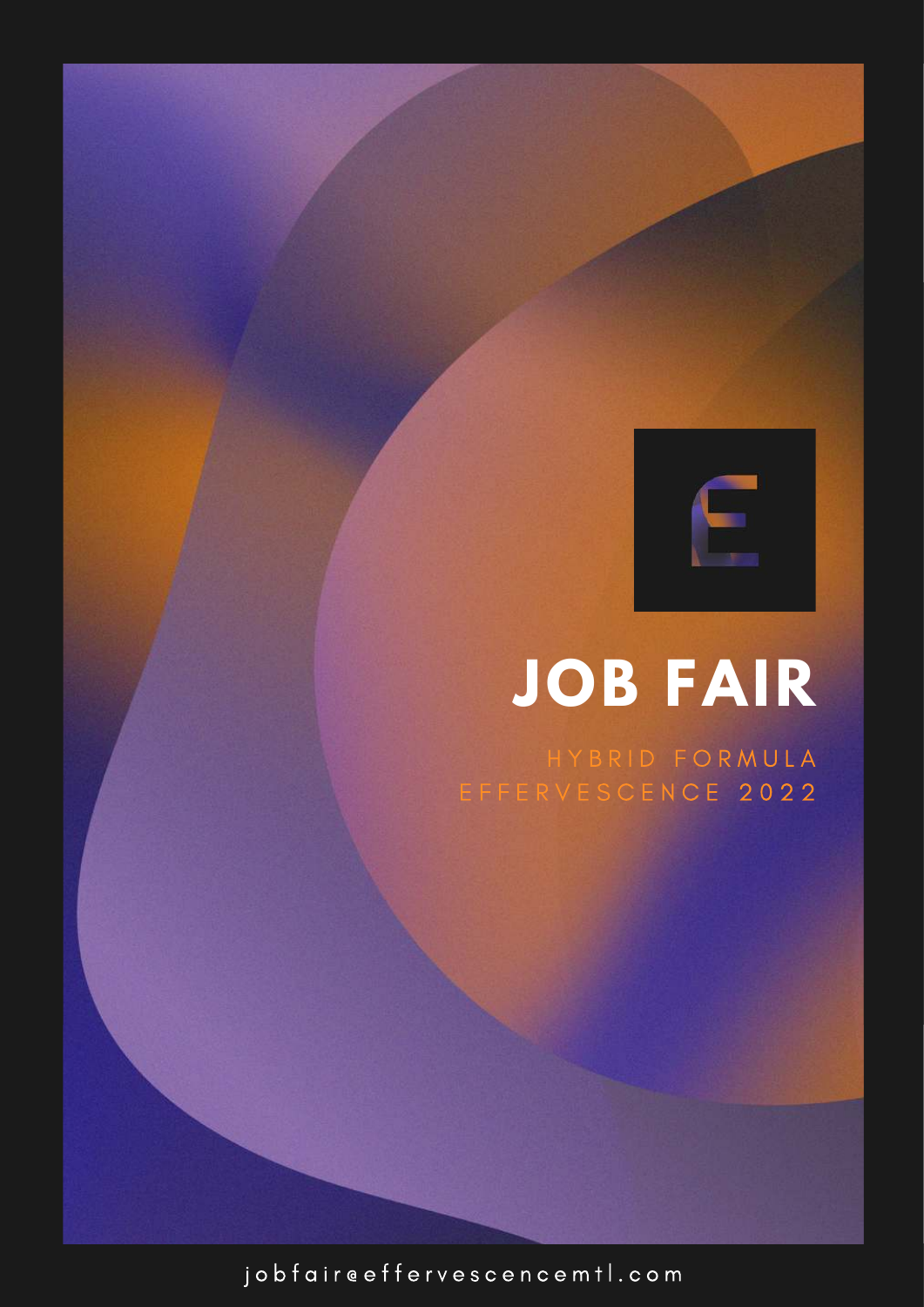# JOB FAIR

HYBRID FORMULA
EFFERVESCENCE 2022

jobfair@effervescencemtl.com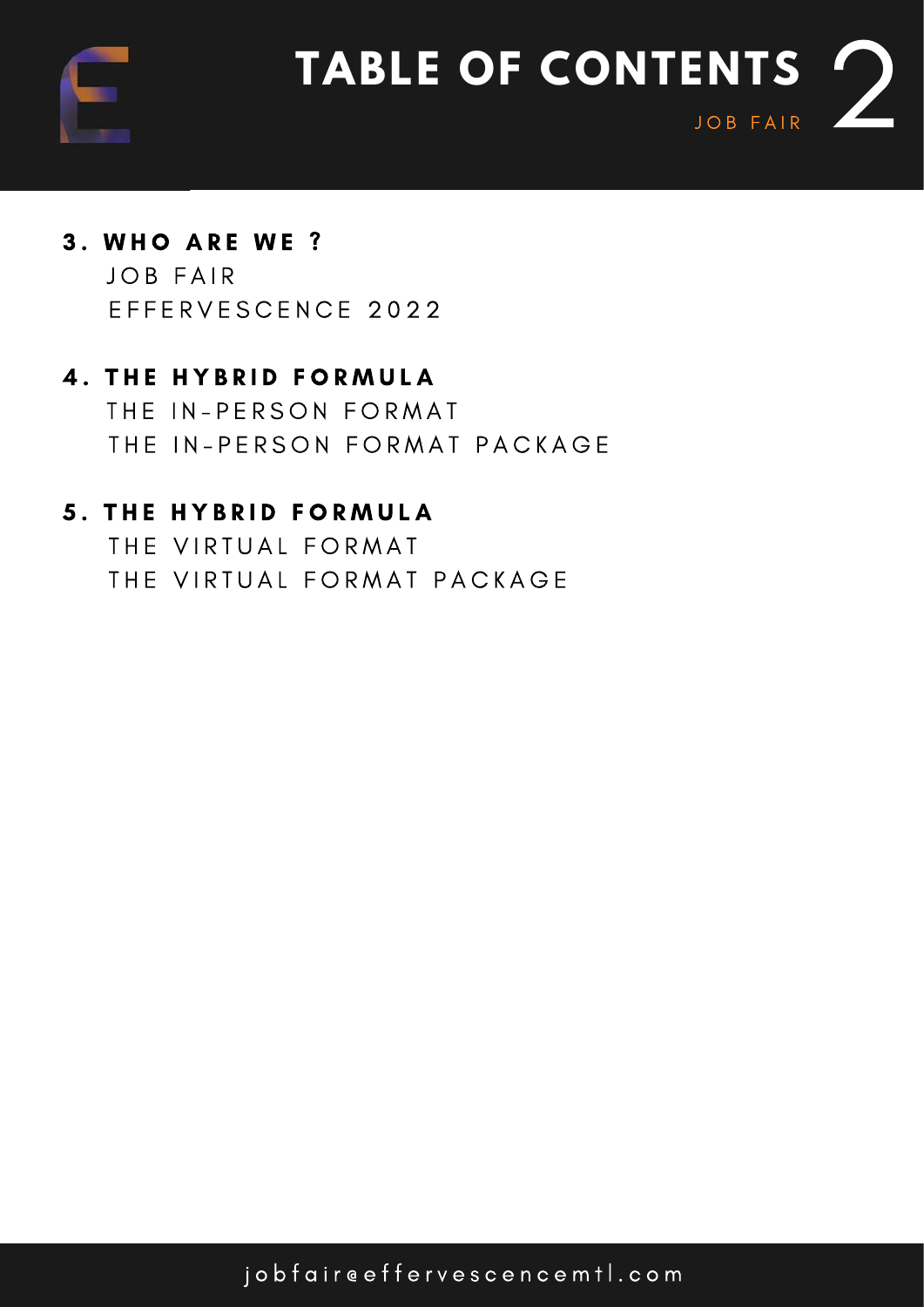# TABLE OF CONTENTS

JOB FAIR

**3. WHO ARE WE ?**

JOB FAIR
EFFERVESCENCE 2022

**4. THE HYBRID FORMULA**

THE IN-PERSON FORMAT
THE IN-PERSON FORMAT PACKAGE

**5. THE HYBRID FORMULA**

THE VIRTUAL FORMAT
THE VIRTUAL FORMAT PACKAGE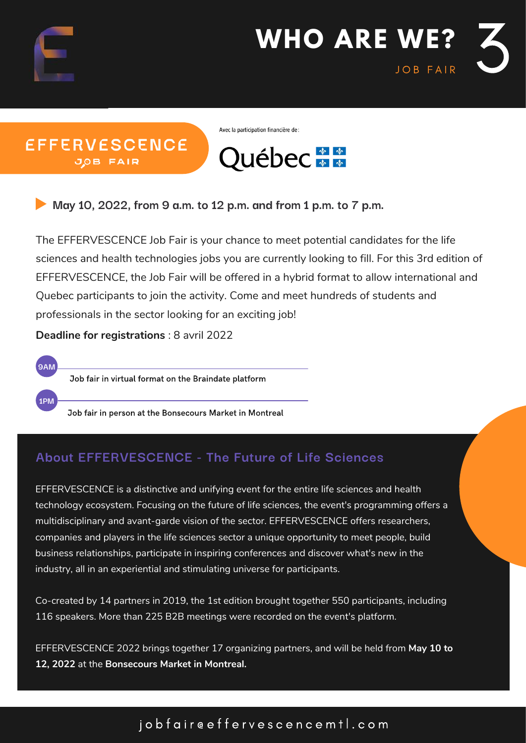# WHO ARE WE?

JOB FAIR

**EFFERVESCENCE**
JOB FAIR

Avec la participation financière de :

Québec

**May 10, 2022, from 9 a.m. to 12 p.m. and from 1 p.m. to 7 p.m.**

The EFFERVESCENCE Job Fair is your chance to meet potential candidates for the life sciences and health technologies jobs you are currently looking to fill. For this 3rd edition of EFFERVESCENCE, the Job Fair will be offered in a hybrid format to allow international and Quebec participants to join the activity. Come and meet hundreds of students and professionals in the sector looking for an exciting job!

**Deadline for registrations** : 8 avril 2022

- **9AM** — Job fair in virtual format on the Braindate platform
- **1PM** — Job fair in person at the Bonsecours Market in Montreal

## About EFFERVESCENCE - The Future of Life Sciences

EFFERVESCENCE is a distinctive and unifying event for the entire life sciences and health technology ecosystem. Focusing on the future of life sciences, the event's programming offers a multidisciplinary and avant-garde vision of the sector. EFFERVESCENCE offers researchers, companies and players in the life sciences sector a unique opportunity to meet people, build business relationships, participate in inspiring conferences and discover what's new in the industry, all in an experiential and stimulating universe for participants.

Co-created by 14 partners in 2019, the 1st edition brought together 550 participants, including 116 speakers. More than 225 B2B meetings were recorded on the event's platform.

EFFERVESCENCE 2022 brings together 17 organizing partners, and will be held from **May 10 to 12, 2022** at the **Bonsecours Market in Montreal.**

jobfair@effervescencemtl.com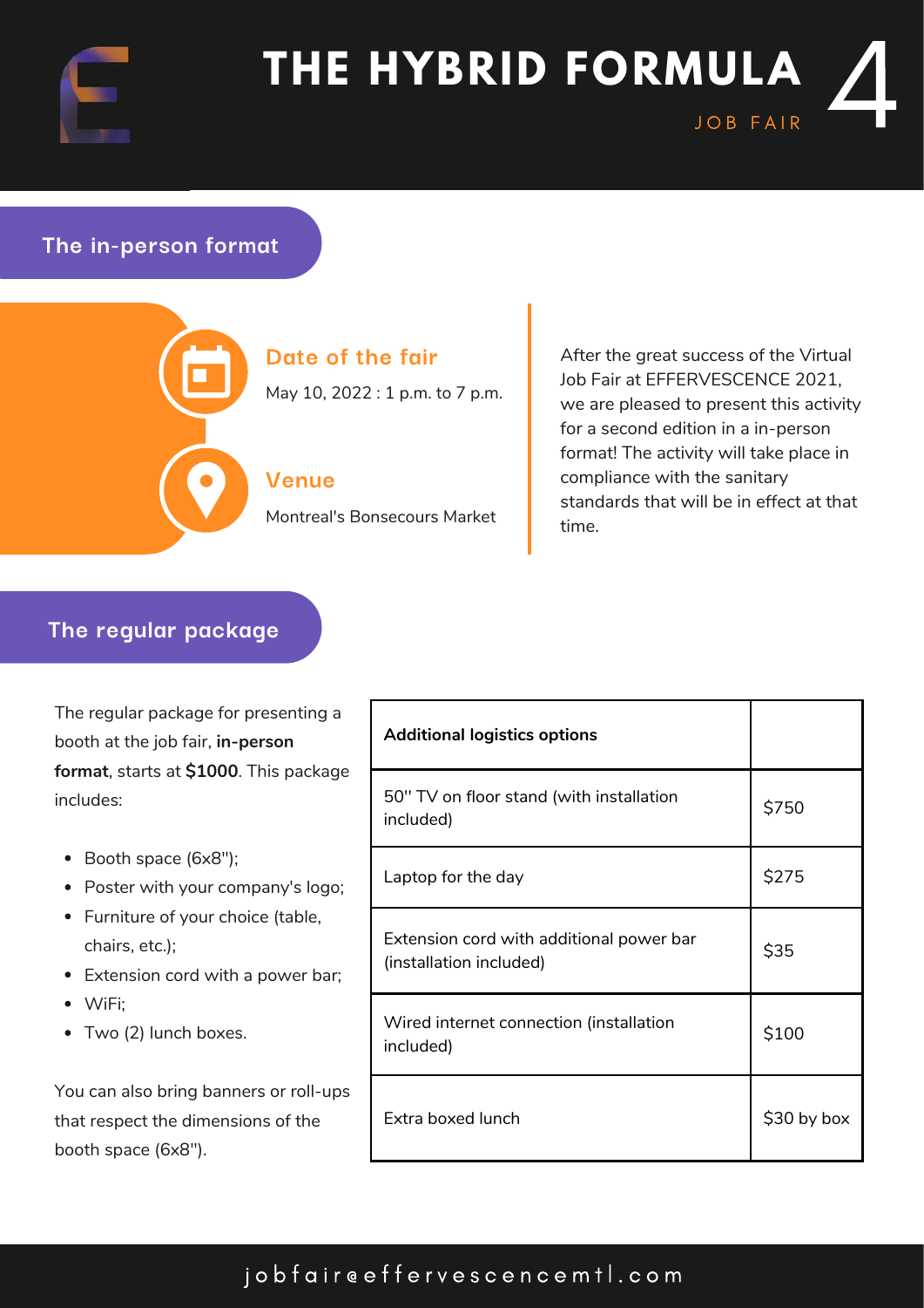# THE HYBRID FORMULA

JOB FAIR

## The in-person format

### Date of the fair

May 10, 2022 : 1 p.m. to 7 p.m.

### Venue

Montreal's Bonsecours Market

After the great success of the Virtual Job Fair at EFFERVESCENCE 2021, we are pleased to present this activity for a second edition in a in-person format! The activity will take place in compliance with the sanitary standards that will be in effect at that time.

## The regular package

The regular package for presenting a booth at the job fair, **in-person format**, starts at **$1000**. This package includes:

- Booth space (6x8");
- Poster with your company's logo;
- Furniture of your choice (table, chairs, etc.);
- Extension cord with a power bar;
- WiFi;
- Two (2) lunch boxes.

You can also bring banners or roll-ups that respect the dimensions of the booth space (6x8").

| Additional logistics options | |
|---|---|
| 50'' TV on floor stand (with installation included) | $750 |
| Laptop for the day | $275 |
| Extension cord with additional power bar (installation included) | $35 |
| Wired internet connection (installation included) | $100 |
| Extra boxed lunch | $30 by box |

jobfair@effervescencemtl.com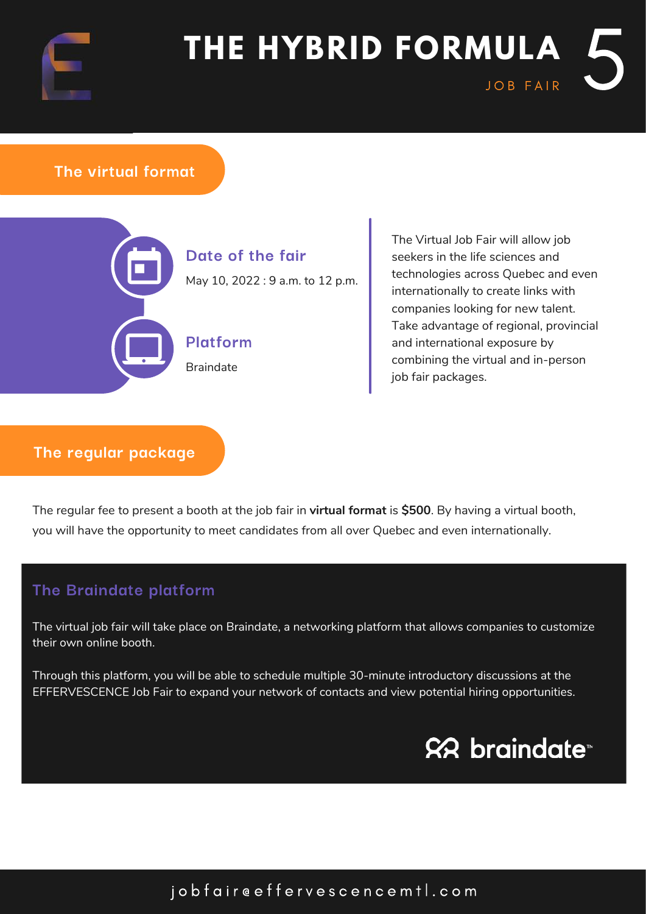# THE HYBRID FORMULA

JOB FAIR

## The virtual format

### Date of the fair

May 10, 2022 : 9 a.m. to 12 p.m.

### Platform

Braindate

The Virtual Job Fair will allow job seekers in the life sciences and technologies across Quebec and even internationally to create links with companies looking for new talent. Take advantage of regional, provincial and international exposure by combining the virtual and in-person job fair packages.

## The regular package

The regular fee to present a booth at the job fair in **virtual format** is **$500**. By having a virtual booth, you will have the opportunity to meet candidates from all over Quebec and even internationally.

### The Braindate platform

The virtual job fair will take place on Braindate, a networking platform that allows companies to customize their own online booth.

Through this platform, you will be able to schedule multiple 30-minute introductory discussions at the EFFERVESCENCE Job Fair to expand your network of contacts and view potential hiring opportunities.

braindate™

jobfair@effervescencemtl.com